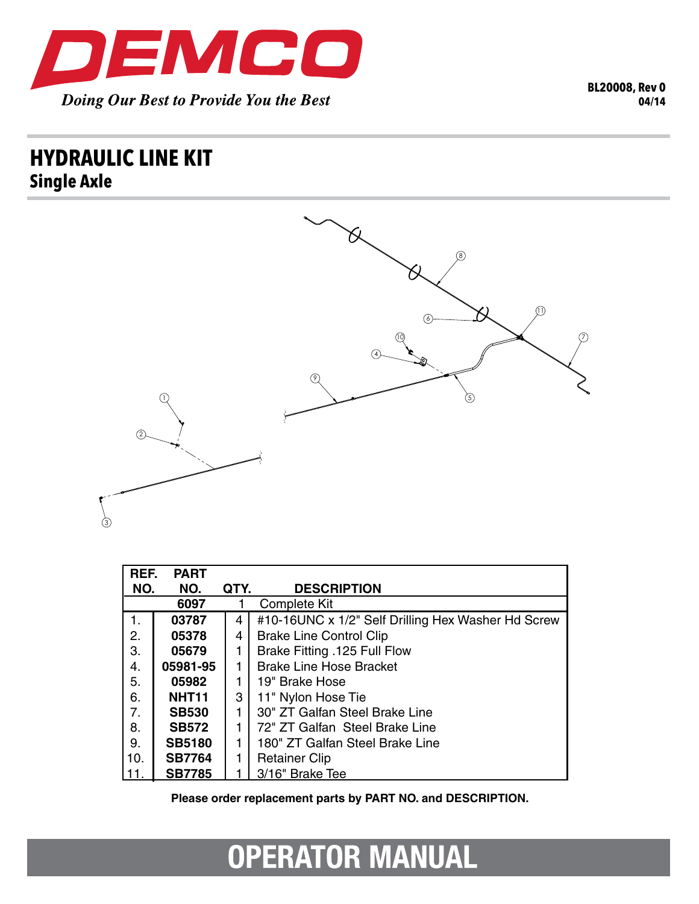# DEMCO

*Doing Our Best to Provide You the Best*

**BL20008, Rev 0**
**04/14**

## HYDRAULIC LINE KIT

### Single Axle

| REF. NO. | PART NO. | QTY. | DESCRIPTION |
|---|---|---|---|
| | **6097** | 1 | Complete Kit |
| 1. | **03787** | 4 | #10-16UNC x 1/2" Self Drilling Hex Washer Hd Screw |
| 2. | **05378** | 4 | Brake Line Control Clip |
| 3. | **05679** | 1 | Brake Fitting .125 Full Flow |
| 4. | **05981-95** | 1 | Brake Line Hose Bracket |
| 5. | **05982** | 1 | 19" Brake Hose |
| 6. | **NHT11** | 3 | 11" Nylon Hose Tie |
| 7. | **SB530** | 1 | 30" ZT Galfan Steel Brake Line |
| 8. | **SB572** | 1 | 72" ZT Galfan Steel Brake Line |
| 9. | **SB5180** | 1 | 180" ZT Galfan Steel Brake Line |
| 10. | **SB7764** | 1 | Retainer Clip |
| 11. | **SB7785** | 1 | 3/16" Brake Tee |

**Please order replacement parts by PART NO. and DESCRIPTION.**

## OPERATOR MANUAL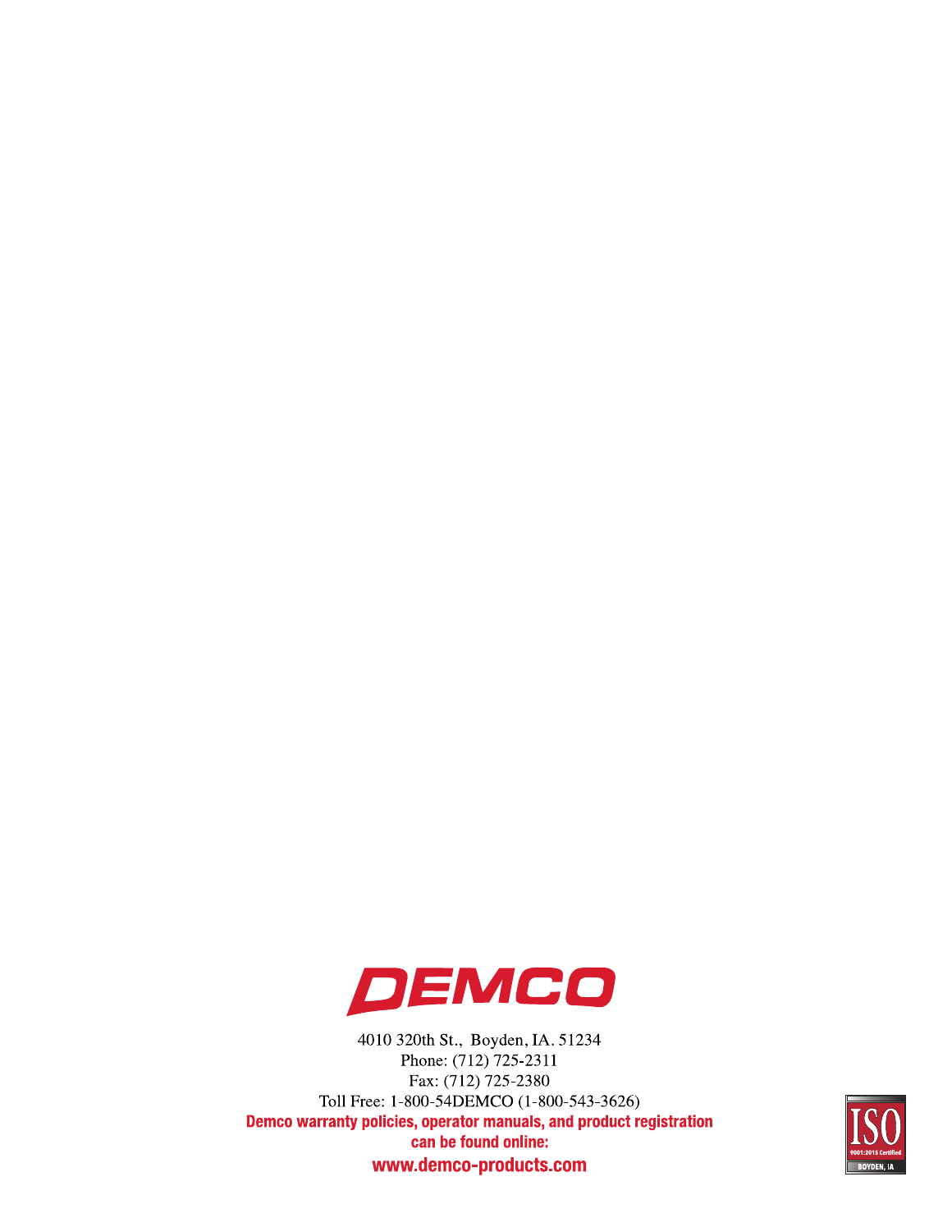DEMCO

4010 320th St., Boyden, IA. 51234
Phone: (712) 725-2311
Fax: (712) 725-2380
Toll Free: 1-800-54DEMCO (1-800-543-3626)

**Demco warranty policies, operator manuals, and product registration can be found online:**

**www.demco-products.com**

ISO 9001:2015 Certified
BOYDEN, IA